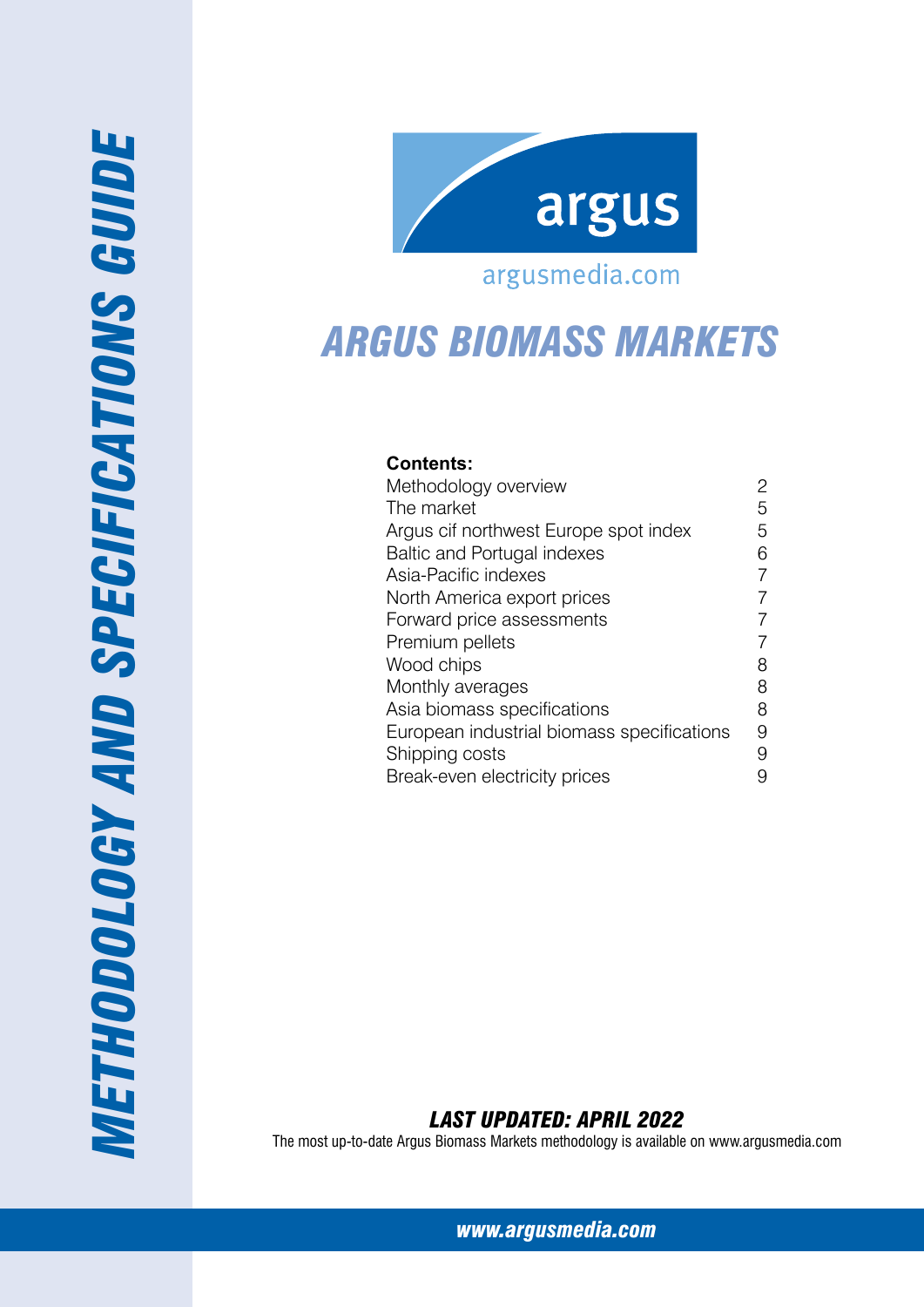# METHODOLOGY AND SPECIFICATIONS GUIDE

argus

argusmedia.com

# ARGUS BIOMASS MARKETS

**Contents:**

| | |
|---|---|
| Methodology overview | 2 |
| The market | 5 |
| Argus cif northwest Europe spot index | 5 |
| Baltic and Portugal indexes | 6 |
| Asia-Pacific indexes | 7 |
| North America export prices | 7 |
| Forward price assessments | 7 |
| Premium pellets | 7 |
| Wood chips | 8 |
| Monthly averages | 8 |
| Asia biomass specifications | 8 |
| European industrial biomass specifications | 9 |
| Shipping costs | 9 |
| Break-even electricity prices | 9 |

***LAST UPDATED: APRIL 2022***

The most up-to-date Argus Biomass Markets methodology is available on www.argusmedia.com

***www.argusmedia.com***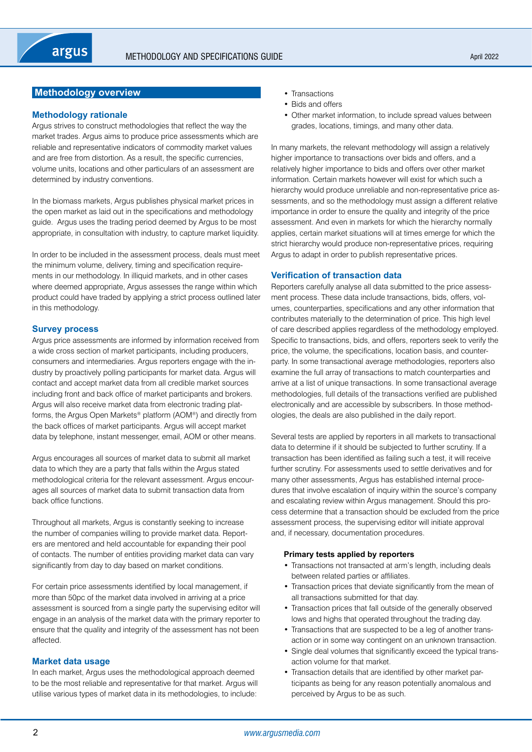## Methodology overview

### Methodology rationale

Argus strives to construct methodologies that reflect the way the market trades. Argus aims to produce price assessments which are reliable and representative indicators of commodity market values and are free from distortion. As a result, the specific currencies, volume units, locations and other particulars of an assessment are determined by industry conventions.

In the biomass markets, Argus publishes physical market prices in the open market as laid out in the specifications and methodology guide. Argus uses the trading period deemed by Argus to be most appropriate, in consultation with industry, to capture market liquidity.

In order to be included in the assessment process, deals must meet the minimum volume, delivery, timing and specification requirements in our methodology. In illiquid markets, and in other cases where deemed appropriate, Argus assesses the range within which product could have traded by applying a strict process outlined later in this methodology.

### Survey process

Argus price assessments are informed by information received from a wide cross section of market participants, including producers, consumers and intermediaries. Argus reporters engage with the industry by proactively polling participants for market data. Argus will contact and accept market data from all credible market sources including front and back office of market participants and brokers. Argus will also receive market data from electronic trading platforms, the Argus Open Markets® platform (AOM®) and directly from the back offices of market participants. Argus will accept market data by telephone, instant messenger, email, AOM or other means.

Argus encourages all sources of market data to submit all market data to which they are a party that falls within the Argus stated methodological criteria for the relevant assessment. Argus encourages all sources of market data to submit transaction data from back office functions.

Throughout all markets, Argus is constantly seeking to increase the number of companies willing to provide market data. Reporters are mentored and held accountable for expanding their pool of contacts. The number of entities providing market data can vary significantly from day to day based on market conditions.

For certain price assessments identified by local management, if more than 50pc of the market data involved in arriving at a price assessment is sourced from a single party the supervising editor will engage in an analysis of the market data with the primary reporter to ensure that the quality and integrity of the assessment has not been affected.

### Market data usage

In each market, Argus uses the methodological approach deemed to be the most reliable and representative for that market. Argus will utilise various types of market data in its methodologies, to include:

- Transactions
- Bids and offers
- Other market information, to include spread values between grades, locations, timings, and many other data.

In many markets, the relevant methodology will assign a relatively higher importance to transactions over bids and offers, and a relatively higher importance to bids and offers over other market information. Certain markets however will exist for which such a hierarchy would produce unreliable and non-representative price assessments, and so the methodology must assign a different relative importance in order to ensure the quality and integrity of the price assessment. And even in markets for which the hierarchy normally applies, certain market situations will at times emerge for which the strict hierarchy would produce non-representative prices, requiring Argus to adapt in order to publish representative prices.

### Verification of transaction data

Reporters carefully analyse all data submitted to the price assessment process. These data include transactions, bids, offers, volumes, counterparties, specifications and any other information that contributes materially to the determination of price. This high level of care described applies regardless of the methodology employed. Specific to transactions, bids, and offers, reporters seek to verify the price, the volume, the specifications, location basis, and counterparty. In some transactional average methodologies, reporters also examine the full array of transactions to match counterparties and arrive at a list of unique transactions. In some transactional average methodologies, full details of the transactions verified are published electronically and are accessible by subscribers. In those methodologies, the deals are also published in the daily report.

Several tests are applied by reporters in all markets to transactional data to determine if it should be subjected to further scrutiny. If a transaction has been identified as failing such a test, it will receive further scrutiny. For assessments used to settle derivatives and for many other assessments, Argus has established internal procedures that involve escalation of inquiry within the source's company and escalating review within Argus management. Should this process determine that a transaction should be excluded from the price assessment process, the supervising editor will initiate approval and, if necessary, documentation procedures.

**Primary tests applied by reporters**

- Transactions not transacted at arm's length, including deals between related parties or affiliates.
- Transaction prices that deviate significantly from the mean of all transactions submitted for that day.
- Transaction prices that fall outside of the generally observed lows and highs that operated throughout the trading day.
- Transactions that are suspected to be a leg of another transaction or in some way contingent on an unknown transaction.
- Single deal volumes that significantly exceed the typical transaction volume for that market.
- Transaction details that are identified by other market participants as being for any reason potentially anomalous and perceived by Argus to be as such.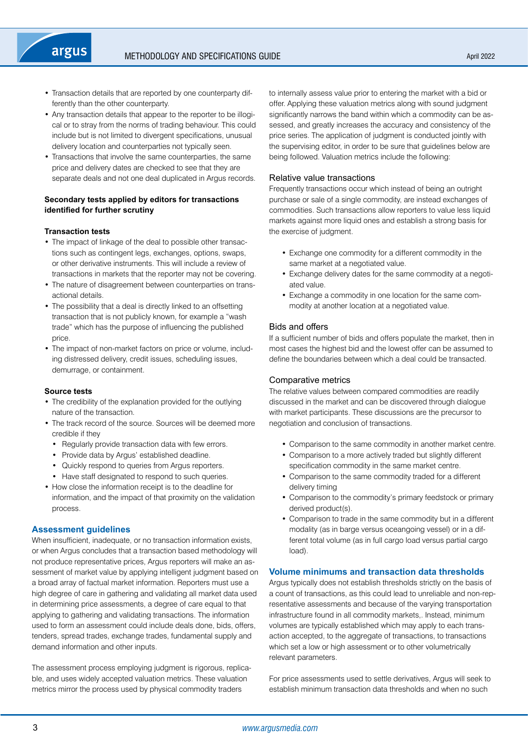- Transaction details that are reported by one counterparty differently than the other counterparty.
- Any transaction details that appear to the reporter to be illogical or to stray from the norms of trading behaviour. This could include but is not limited to divergent specifications, unusual delivery location and counterparties not typically seen.
- Transactions that involve the same counterparties, the same price and delivery dates are checked to see that they are separate deals and not one deal duplicated in Argus records.

**Secondary tests applied by editors for transactions identified for further scrutiny**

**Transaction tests**

- The impact of linkage of the deal to possible other transactions such as contingent legs, exchanges, options, swaps, or other derivative instruments. This will include a review of transactions in markets that the reporter may not be covering.
- The nature of disagreement between counterparties on transactional details.
- The possibility that a deal is directly linked to an offsetting transaction that is not publicly known, for example a "wash trade" which has the purpose of influencing the published price.
- The impact of non-market factors on price or volume, including distressed delivery, credit issues, scheduling issues, demurrage, or containment.

**Source tests**

- The credibility of the explanation provided for the outlying nature of the transaction.
- The track record of the source. Sources will be deemed more credible if they
  - Regularly provide transaction data with few errors.
  - Provide data by Argus' established deadline.
  - Quickly respond to queries from Argus reporters.
  - Have staff designated to respond to such queries.
- How close the information receipt is to the deadline for information, and the impact of that proximity on the validation process.

## Assessment guidelines

When insufficient, inadequate, or no transaction information exists, or when Argus concludes that a transaction based methodology will not produce representative prices, Argus reporters will make an assessment of market value by applying intelligent judgment based on a broad array of factual market information. Reporters must use a high degree of care in gathering and validating all market data used in determining price assessments, a degree of care equal to that applying to gathering and validating transactions. The information used to form an assessment could include deals done, bids, offers, tenders, spread trades, exchange trades, fundamental supply and demand information and other inputs.

The assessment process employing judgment is rigorous, replicable, and uses widely accepted valuation metrics. These valuation metrics mirror the process used by physical commodity traders to internally assess value prior to entering the market with a bid or offer. Applying these valuation metrics along with sound judgment significantly narrows the band within which a commodity can be assessed, and greatly increases the accuracy and consistency of the price series. The application of judgment is conducted jointly with the supervising editor, in order to be sure that guidelines below are being followed. Valuation metrics include the following:

### Relative value transactions

Frequently transactions occur which instead of being an outright purchase or sale of a single commodity, are instead exchanges of commodities. Such transactions allow reporters to value less liquid markets against more liquid ones and establish a strong basis for the exercise of judgment.

- Exchange one commodity for a different commodity in the same market at a negotiated value.
- Exchange delivery dates for the same commodity at a negotiated value.
- Exchange a commodity in one location for the same commodity at another location at a negotiated value.

### Bids and offers

If a sufficient number of bids and offers populate the market, then in most cases the highest bid and the lowest offer can be assumed to define the boundaries between which a deal could be transacted.

### Comparative metrics

The relative values between compared commodities are readily discussed in the market and can be discovered through dialogue with market participants. These discussions are the precursor to negotiation and conclusion of transactions.

- Comparison to the same commodity in another market centre.
- Comparison to a more actively traded but slightly different specification commodity in the same market centre.
- Comparison to the same commodity traded for a different delivery timing
- Comparison to the commodity's primary feedstock or primary derived product(s).
- Comparison to trade in the same commodity but in a different modality (as in barge versus oceangoing vessel) or in a different total volume (as in full cargo load versus partial cargo load).

## Volume minimums and transaction data thresholds

Argus typically does not establish thresholds strictly on the basis of a count of transactions, as this could lead to unreliable and non-representative assessments and because of the varying transportation infrastructure found in all commodity markets,. Instead, minimum volumes are typically established which may apply to each transaction accepted, to the aggregate of transactions, to transactions which set a low or high assessment or to other volumetrically relevant parameters.

For price assessments used to settle derivatives, Argus will seek to establish minimum transaction data thresholds and when no such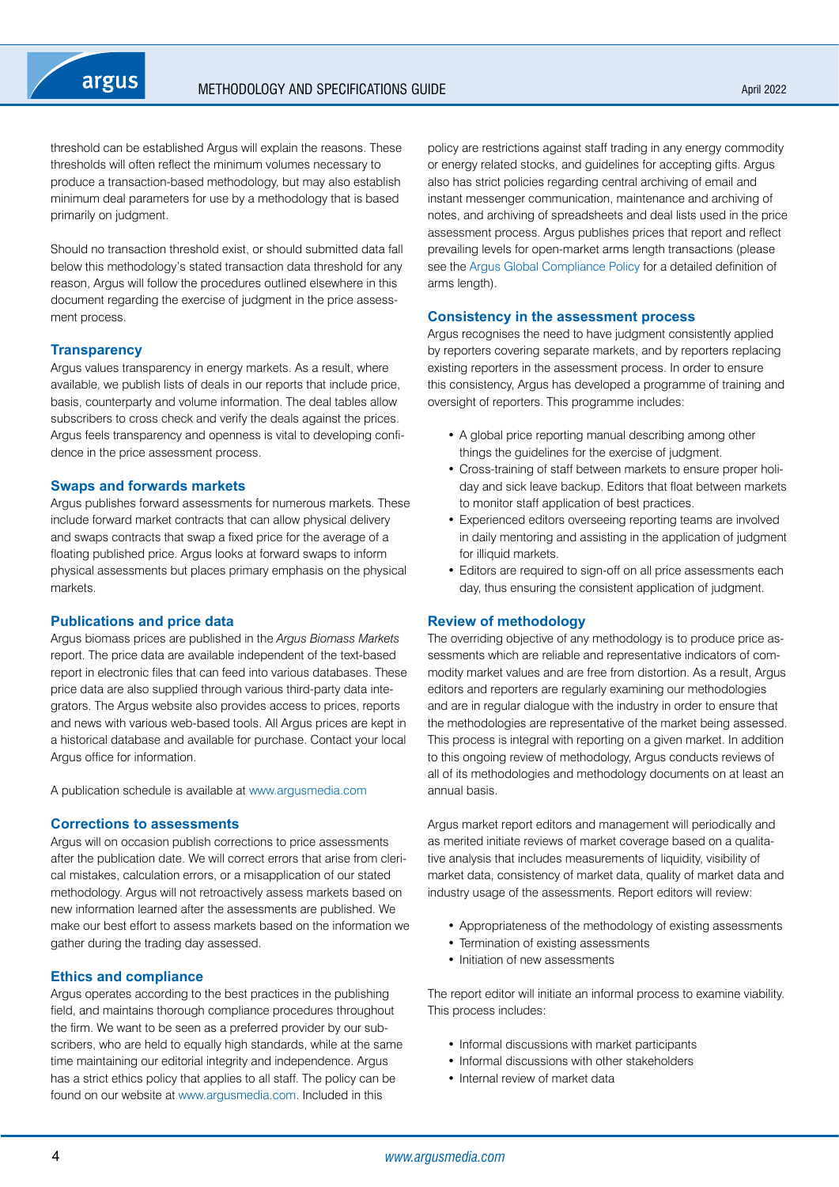threshold can be established Argus will explain the reasons. These thresholds will often reflect the minimum volumes necessary to produce a transaction-based methodology, but may also establish minimum deal parameters for use by a methodology that is based primarily on judgment.

Should no transaction threshold exist, or should submitted data fall below this methodology's stated transaction data threshold for any reason, Argus will follow the procedures outlined elsewhere in this document regarding the exercise of judgment in the price assessment process.

## Transparency

Argus values transparency in energy markets. As a result, where available, we publish lists of deals in our reports that include price, basis, counterparty and volume information. The deal tables allow subscribers to cross check and verify the deals against the prices. Argus feels transparency and openness is vital to developing confidence in the price assessment process.

## Swaps and forwards markets

Argus publishes forward assessments for numerous markets. These include forward market contracts that can allow physical delivery and swaps contracts that swap a fixed price for the average of a floating published price. Argus looks at forward swaps to inform physical assessments but places primary emphasis on the physical markets.

## Publications and price data

Argus biomass prices are published in the *Argus Biomass Markets* report. The price data are available independent of the text-based report in electronic files that can feed into various databases. These price data are also supplied through various third-party data integrators. The Argus website also provides access to prices, reports and news with various web-based tools. All Argus prices are kept in a historical database and available for purchase. Contact your local Argus office for information.

A publication schedule is available at www.argusmedia.com

## Corrections to assessments

Argus will on occasion publish corrections to price assessments after the publication date. We will correct errors that arise from clerical mistakes, calculation errors, or a misapplication of our stated methodology. Argus will not retroactively assess markets based on new information learned after the assessments are published. We make our best effort to assess markets based on the information we gather during the trading day assessed.

## Ethics and compliance

Argus operates according to the best practices in the publishing field, and maintains thorough compliance procedures throughout the firm. We want to be seen as a preferred provider by our subscribers, who are held to equally high standards, while at the same time maintaining our editorial integrity and independence. Argus has a strict ethics policy that applies to all staff. The policy can be found on our website at www.argusmedia.com. Included in this policy are restrictions against staff trading in any energy commodity or energy related stocks, and guidelines for accepting gifts. Argus also has strict policies regarding central archiving of email and instant messenger communication, maintenance and archiving of notes, and archiving of spreadsheets and deal lists used in the price assessment process. Argus publishes prices that report and reflect prevailing levels for open-market arms length transactions (please see the Argus Global Compliance Policy for a detailed definition of arms length).

## Consistency in the assessment process

Argus recognises the need to have judgment consistently applied by reporters covering separate markets, and by reporters replacing existing reporters in the assessment process. In order to ensure this consistency, Argus has developed a programme of training and oversight of reporters. This programme includes:

- A global price reporting manual describing among other things the guidelines for the exercise of judgment.
- Cross-training of staff between markets to ensure proper holiday and sick leave backup. Editors that float between markets to monitor staff application of best practices.
- Experienced editors overseeing reporting teams are involved in daily mentoring and assisting in the application of judgment for illiquid markets.
- Editors are required to sign-off on all price assessments each day, thus ensuring the consistent application of judgment.

## Review of methodology

The overriding objective of any methodology is to produce price assessments which are reliable and representative indicators of commodity market values and are free from distortion. As a result, Argus editors and reporters are regularly examining our methodologies and are in regular dialogue with the industry in order to ensure that the methodologies are representative of the market being assessed. This process is integral with reporting on a given market. In addition to this ongoing review of methodology, Argus conducts reviews of all of its methodologies and methodology documents on at least an annual basis.

Argus market report editors and management will periodically and as merited initiate reviews of market coverage based on a qualitative analysis that includes measurements of liquidity, visibility of market data, consistency of market data, quality of market data and industry usage of the assessments. Report editors will review:

- Appropriateness of the methodology of existing assessments
- Termination of existing assessments
- Initiation of new assessments

The report editor will initiate an informal process to examine viability. This process includes:

- Informal discussions with market participants
- Informal discussions with other stakeholders
- Internal review of market data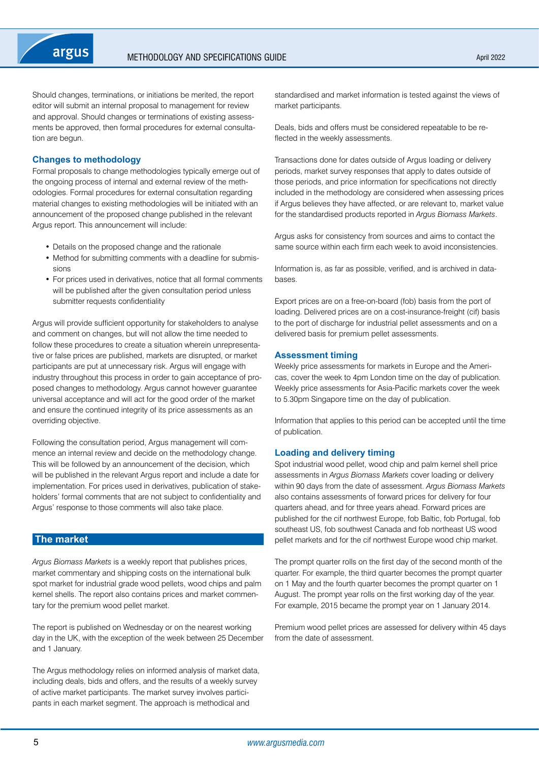Should changes, terminations, or initiations be merited, the report editor will submit an internal proposal to management for review and approval. Should changes or terminations of existing assessments be approved, then formal procedures for external consultation are begun.

### Changes to methodology

Formal proposals to change methodologies typically emerge out of the ongoing process of internal and external review of the methodologies. Formal procedures for external consultation regarding material changes to existing methodologies will be initiated with an announcement of the proposed change published in the relevant Argus report. This announcement will include:

- Details on the proposed change and the rationale
- Method for submitting comments with a deadline for submissions
- For prices used in derivatives, notice that all formal comments will be published after the given consultation period unless submitter requests confidentiality

Argus will provide sufficient opportunity for stakeholders to analyse and comment on changes, but will not allow the time needed to follow these procedures to create a situation wherein unrepresentative or false prices are published, markets are disrupted, or market participants are put at unnecessary risk. Argus will engage with industry throughout this process in order to gain acceptance of proposed changes to methodology. Argus cannot however guarantee universal acceptance and will act for the good order of the market and ensure the continued integrity of its price assessments as an overriding objective.

Following the consultation period, Argus management will commence an internal review and decide on the methodology change. This will be followed by an announcement of the decision, which will be published in the relevant Argus report and include a date for implementation. For prices used in derivatives, publication of stakeholders' formal comments that are not subject to confidentiality and Argus' response to those comments will also take place.

## The market

*Argus Biomass Markets* is a weekly report that publishes prices, market commentary and shipping costs on the international bulk spot market for industrial grade wood pellets, wood chips and palm kernel shells. The report also contains prices and market commentary for the premium wood pellet market.

The report is published on Wednesday or on the nearest working day in the UK, with the exception of the week between 25 December and 1 January.

The Argus methodology relies on informed analysis of market data, including deals, bids and offers, and the results of a weekly survey of active market participants. The market survey involves participants in each market segment. The approach is methodical and standardised and market information is tested against the views of market participants.

Deals, bids and offers must be considered repeatable to be reflected in the weekly assessments.

Transactions done for dates outside of Argus loading or delivery periods, market survey responses that apply to dates outside of those periods, and price information for specifications not directly included in the methodology are considered when assessing prices if Argus believes they have affected, or are relevant to, market value for the standardised products reported in *Argus Biomass Markets*.

Argus asks for consistency from sources and aims to contact the same source within each firm each week to avoid inconsistencies.

Information is, as far as possible, verified, and is archived in databases.

Export prices are on a free-on-board (fob) basis from the port of loading. Delivered prices are on a cost-insurance-freight (cif) basis to the port of discharge for industrial pellet assessments and on a delivered basis for premium pellet assessments.

### Assessment timing

Weekly price assessments for markets in Europe and the Americas, cover the week to 4pm London time on the day of publication. Weekly price assessments for Asia-Pacific markets cover the week to 5.30pm Singapore time on the day of publication.

Information that applies to this period can be accepted until the time of publication.

### Loading and delivery timing

Spot industrial wood pellet, wood chip and palm kernel shell price assessments in *Argus Biomass Markets* cover loading or delivery within 90 days from the date of assessment. *Argus Biomass Markets* also contains assessments of forward prices for delivery for four quarters ahead, and for three years ahead. Forward prices are published for the cif northwest Europe, fob Baltic, fob Portugal, fob southeast US, fob southwest Canada and fob northeast US wood pellet markets and for the cif northwest Europe wood chip market.

The prompt quarter rolls on the first day of the second month of the quarter. For example, the third quarter becomes the prompt quarter on 1 May and the fourth quarter becomes the prompt quarter on 1 August. The prompt year rolls on the first working day of the year. For example, 2015 became the prompt year on 1 January 2014.

Premium wood pellet prices are assessed for delivery within 45 days from the date of assessment.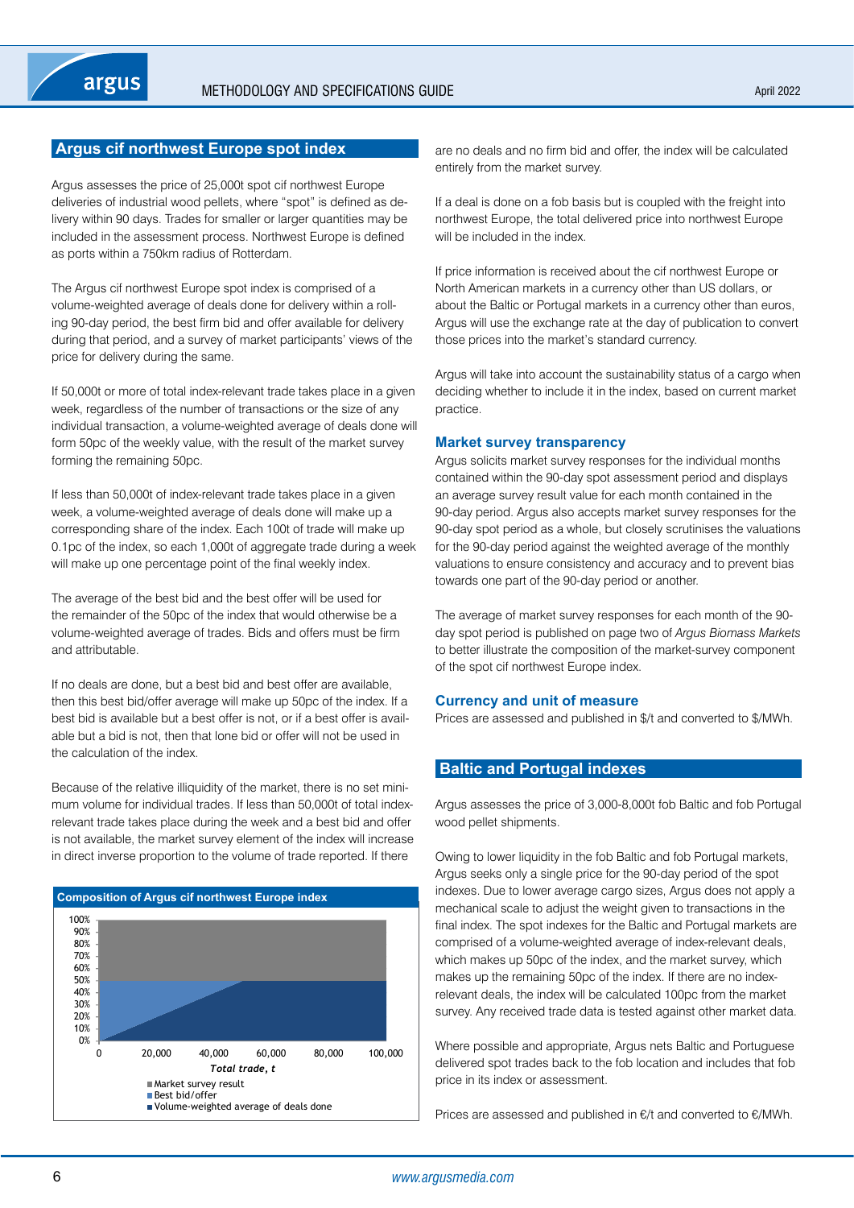## Argus cif northwest Europe spot index

Argus assesses the price of 25,000t spot cif northwest Europe deliveries of industrial wood pellets, where "spot" is defined as delivery within 90 days. Trades for smaller or larger quantities may be included in the assessment process. Northwest Europe is defined as ports within a 750km radius of Rotterdam.

The Argus cif northwest Europe spot index is comprised of a volume-weighted average of deals done for delivery within a rolling 90-day period, the best firm bid and offer available for delivery during that period, and a survey of market participants' views of the price for delivery during the same.

If 50,000t or more of total index-relevant trade takes place in a given week, regardless of the number of transactions or the size of any individual transaction, a volume-weighted average of deals done will form 50pc of the weekly value, with the result of the market survey forming the remaining 50pc.

If less than 50,000t of index-relevant trade takes place in a given week, a volume-weighted average of deals done will make up a corresponding share of the index. Each 100t of trade will make up 0.1pc of the index, so each 1,000t of aggregate trade during a week will make up one percentage point of the final weekly index.

The average of the best bid and the best offer will be used for the remainder of the 50pc of the index that would otherwise be a volume-weighted average of trades. Bids and offers must be firm and attributable.

If no deals are done, but a best bid and best offer are available, then this best bid/offer average will make up 50pc of the index. If a best bid is available but a best offer is not, or if a best offer is available but a bid is not, then that lone bid or offer will not be used in the calculation of the index.

Because of the relative illiquidity of the market, there is no set minimum volume for individual trades. If less than 50,000t of total index-relevant trade takes place during the week and a best bid and offer is not available, the market survey element of the index will increase in direct inverse proportion to the volume of trade reported. If there are no deals and no firm bid and offer, the index will be calculated entirely from the market survey.

**Composition of Argus cif northwest Europe index**

(Chart: y-axis 0%–100%; x-axis Total trade, t: 0, 20,000, 40,000, 60,000, 80,000, 100,000. Legend: Market survey result; Best bid/offer; Volume-weighted average of deals done)

If a deal is done on a fob basis but is coupled with the freight into northwest Europe, the total delivered price into northwest Europe will be included in the index.

If price information is received about the cif northwest Europe or North American markets in a currency other than US dollars, or about the Baltic or Portugal markets in a currency other than euros, Argus will use the exchange rate at the day of publication to convert those prices into the market's standard currency.

Argus will take into account the sustainability status of a cargo when deciding whether to include it in the index, based on current market practice.

### Market survey transparency

Argus solicits market survey responses for the individual months contained within the 90-day spot assessment period and displays an average survey result value for each month contained in the 90-day period. Argus also accepts market survey responses for the 90-day spot period as a whole, but closely scrutinises the valuations for the 90-day period against the weighted average of the monthly valuations to ensure consistency and accuracy and to prevent bias towards one part of the 90-day period or another.

The average of market survey responses for each month of the 90-day spot period is published on page two of *Argus Biomass Markets* to better illustrate the composition of the market-survey component of the spot cif northwest Europe index.

### Currency and unit of measure

Prices are assessed and published in $/t and converted to $/MWh.

## Baltic and Portugal indexes

Argus assesses the price of 3,000-8,000t fob Baltic and fob Portugal wood pellet shipments.

Owing to lower liquidity in the fob Baltic and fob Portugal markets, Argus seeks only a single price for the 90-day period of the spot indexes. Due to lower average cargo sizes, Argus does not apply a mechanical scale to adjust the weight given to transactions in the final index. The spot indexes for the Baltic and Portugal markets are comprised of a volume-weighted average of index-relevant deals, which makes up 50pc of the index, and the market survey, which makes up the remaining 50pc of the index. If there are no index-relevant deals, the index will be calculated 100pc from the market survey. Any received trade data is tested against other market data.

Where possible and appropriate, Argus nets Baltic and Portuguese delivered spot trades back to the fob location and includes that fob price in its index or assessment.

Prices are assessed and published in €/t and converted to €/MWh.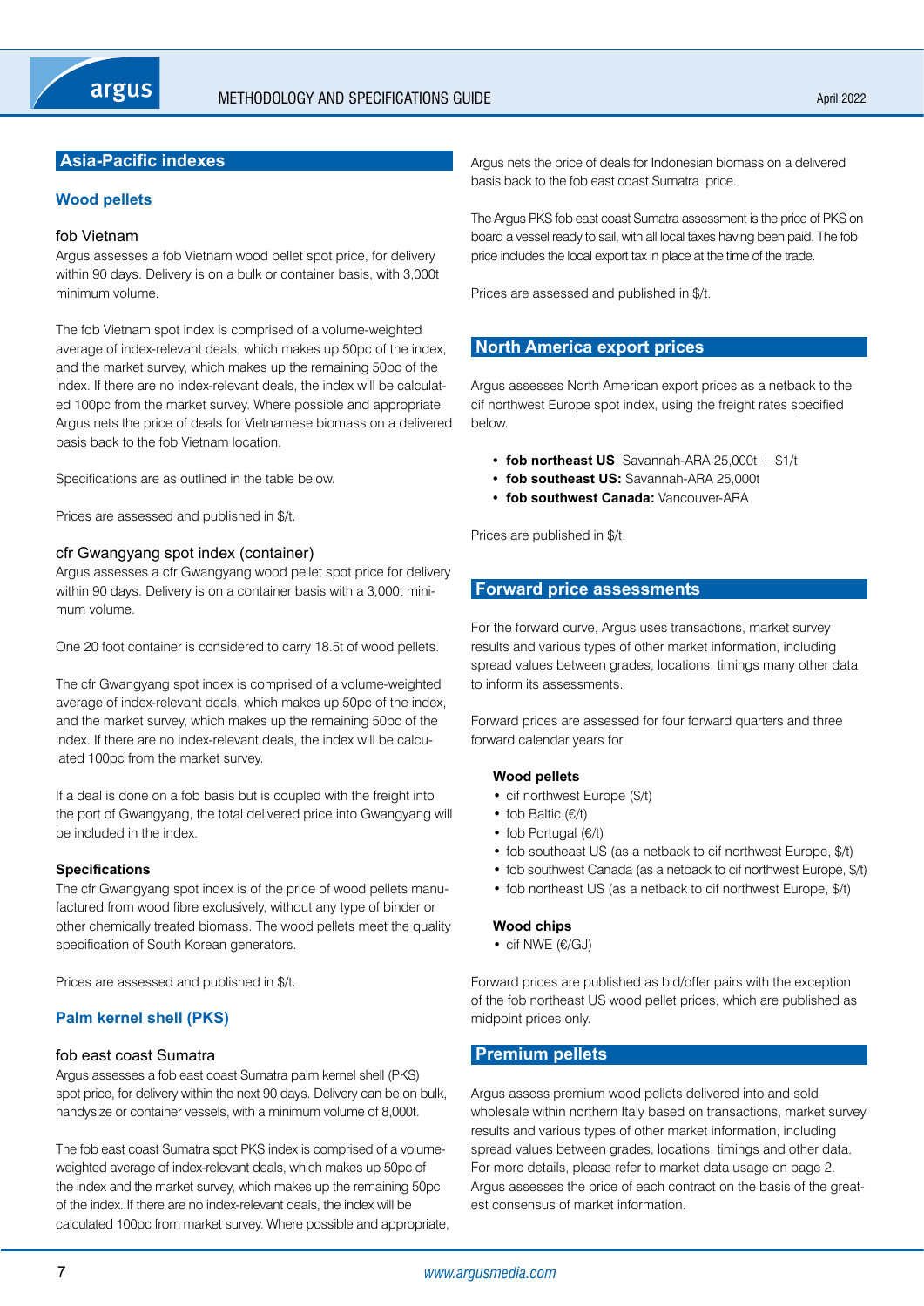## Asia-Pacific indexes

### Wood pellets

#### fob Vietnam

Argus assesses a fob Vietnam wood pellet spot price, for delivery within 90 days. Delivery is on a bulk or container basis, with 3,000t minimum volume.

The fob Vietnam spot index is comprised of a volume-weighted average of index-relevant deals, which makes up 50pc of the index, and the market survey, which makes up the remaining 50pc of the index. If there are no index-relevant deals, the index will be calculated 100pc from the market survey. Where possible and appropriate Argus nets the price of deals for Vietnamese biomass on a delivered basis back to the fob Vietnam location.

Specifications are as outlined in the table below.

Prices are assessed and published in $/t.

#### cfr Gwangyang spot index (container)

Argus assesses a cfr Gwangyang wood pellet spot price for delivery within 90 days. Delivery is on a container basis with a 3,000t minimum volume.

One 20 foot container is considered to carry 18.5t of wood pellets.

The cfr Gwangyang spot index is comprised of a volume-weighted average of index-relevant deals, which makes up 50pc of the index, and the market survey, which makes up the remaining 50pc of the index. If there are no index-relevant deals, the index will be calculated 100pc from the market survey.

If a deal is done on a fob basis but is coupled with the freight into the port of Gwangyang, the total delivered price into Gwangyang will be included in the index.

**Specifications**

The cfr Gwangyang spot index is of the price of wood pellets manufactured from wood fibre exclusively, without any type of binder or other chemically treated biomass. The wood pellets meet the quality specification of South Korean generators.

Prices are assessed and published in $/t.

### Palm kernel shell (PKS)

#### fob east coast Sumatra

Argus assesses a fob east coast Sumatra palm kernel shell (PKS) spot price, for delivery within the next 90 days. Delivery can be on bulk, handysize or container vessels, with a minimum volume of 8,000t.

The fob east coast Sumatra spot PKS index is comprised of a volume-weighted average of index-relevant deals, which makes up 50pc of the index and the market survey, which makes up the remaining 50pc of the index. If there are no index-relevant deals, the index will be calculated 100pc from market survey. Where possible and appropriate, Argus nets the price of deals for Indonesian biomass on a delivered basis back to the fob east coast Sumatra price.

The Argus PKS fob east coast Sumatra assessment is the price of PKS on board a vessel ready to sail, with all local taxes having been paid. The fob price includes the local export tax in place at the time of the trade.

Prices are assessed and published in $/t.

## North America export prices

Argus assesses North American export prices as a netback to the cif northwest Europe spot index, using the freight rates specified below.

- **fob northeast US**: Savannah-ARA 25,000t + $1/t
- **fob southeast US:** Savannah-ARA 25,000t
- **fob southwest Canada:** Vancouver-ARA

Prices are published in $/t.

## Forward price assessments

For the forward curve, Argus uses transactions, market survey results and various types of other market information, including spread values between grades, locations, timings many other data to inform its assessments.

Forward prices are assessed for four forward quarters and three forward calendar years for

**Wood pellets**

- cif northwest Europe ($/t)
- fob Baltic (€/t)
- fob Portugal (€/t)
- fob southeast US (as a netback to cif northwest Europe, $/t)
- fob southwest Canada (as a netback to cif northwest Europe, $/t)
- fob northeast US (as a netback to cif northwest Europe, $/t)

**Wood chips**

- cif NWE (€/GJ)

Forward prices are published as bid/offer pairs with the exception of the fob northeast US wood pellet prices, which are published as midpoint prices only.

## Premium pellets

Argus assess premium wood pellets delivered into and sold wholesale within northern Italy based on transactions, market survey results and various types of other market information, including spread values between grades, locations, timings and other data. For more details, please refer to market data usage on page 2. Argus assesses the price of each contract on the basis of the greatest consensus of market information.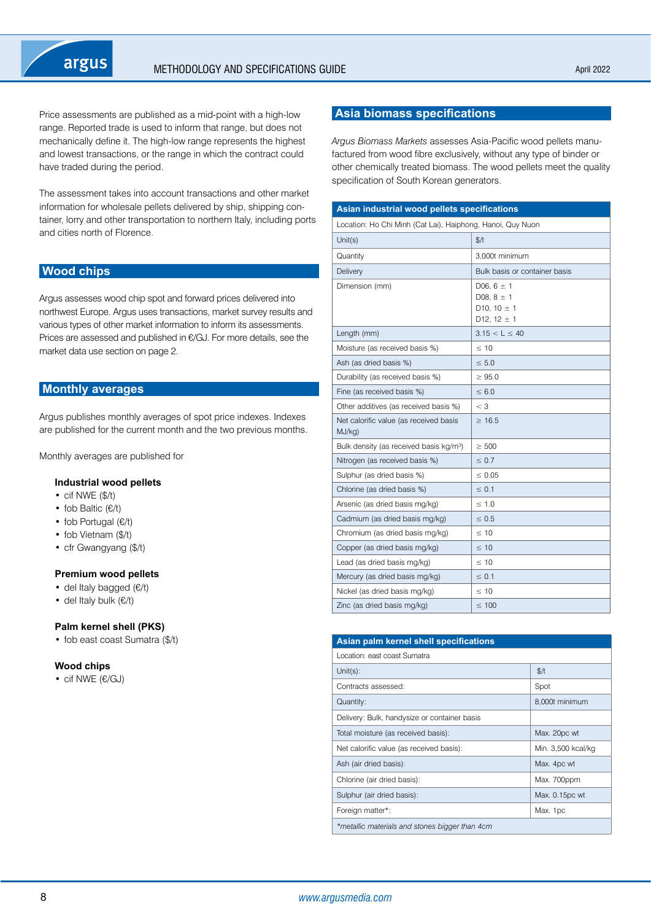Price assessments are published as a mid-point with a high-low range. Reported trade is used to inform that range, but does not mechanically define it. The high-low range represents the highest and lowest transactions, or the range in which the contract could have traded during the period.

The assessment takes into account transactions and other market information for wholesale pellets delivered by ship, shipping container, lorry and other transportation to northern Italy, including ports and cities north of Florence.

## Wood chips

Argus assesses wood chip spot and forward prices delivered into northwest Europe. Argus uses transactions, market survey results and various types of other market information to inform its assessments. Prices are assessed and published in €/GJ. For more details, see the market data use section on page 2.

## Monthly averages

Argus publishes monthly averages of spot price indexes. Indexes are published for the current month and the two previous months.

Monthly averages are published for

**Industrial wood pellets**
- cif NWE ($/t)
- fob Baltic (€/t)
- fob Portugal (€/t)
- fob Vietnam ($/t)
- cfr Gwangyang ($/t)

**Premium wood pellets**
- del Italy bagged (€/t)
- del Italy bulk (€/t)

**Palm kernel shell (PKS)**
- fob east coast Sumatra ($/t)

**Wood chips**
- cif NWE (€/GJ)

## Asia biomass specifications

*Argus Biomass Markets* assesses Asia-Pacific wood pellets manufactured from wood fibre exclusively, without any type of binder or other chemically treated biomass. The wood pellets meet the quality specification of South Korean generators.

| Asian industrial wood pellets specifications | |
|---|---|
| Location: Ho Chi Minh (Cat Lai), Haiphong, Hanoi, Quy Nuon | |
| Unit(s) | $/t |
| Quantity | 3,000t minimum |
| Delivery | Bulk basis or container basis |
| Dimension (mm) | D06, $6 \pm 1$<br>D08, $8 \pm 1$<br>D10, $10 \pm 1$<br>D12, $12 \pm 1$ |
| Length (mm) | $3.15 < L \leq 40$ |
| Moisture (as received basis %) | $\leq 10$ |
| Ash (as dried basis %) | $\leq 5.0$ |
| Durability (as received basis %) | $\geq 95.0$ |
| Fine (as received basis %) | $\leq 6.0$ |
| Other additives (as received basis %) | $< 3$ |
| Net calorific value (as received basis MJ/kg) | $\geq 16.5$ |
| Bulk density (as received basis kg/m³) | $\geq 500$ |
| Nitrogen (as received basis %) | $\leq 0.7$ |
| Sulphur (as dried basis %) | $\leq 0.05$ |
| Chlorine (as dried basis %) | $\leq 0.1$ |
| Arsenic (as dried basis mg/kg) | $\leq 1.0$ |
| Cadmium (as dried basis mg/kg) | $\leq 0.5$ |
| Chromium (as dried basis mg/kg) | $\leq 10$ |
| Copper (as dried basis mg/kg) | $\leq 10$ |
| Lead (as dried basis mg/kg) | $\leq 10$ |
| Mercury (as dried basis mg/kg) | $\leq 0.1$ |
| Nickel (as dried basis mg/kg) | $\leq 10$ |
| Zinc (as dried basis mg/kg) | $\leq 100$ |

| Asian palm kernel shell specifications | |
|---|---|
| Location: east coast Sumatra | |
| Unit(s): | $/t |
| Contracts assessed: | Spot |
| Quantity: | 8,000t minimum |
| Delivery: Bulk, handysize or container basis | |
| Total moisture (as received basis): | Max. 20pc wt |
| Net calorific value (as received basis): | Min. 3,500 kcal/kg |
| Ash (air dried basis): | Max. 4pc wt |
| Chlorine (air dried basis): | Max. 700ppm |
| Sulphur (air dried basis): | Max. 0.15pc wt |
| Foreign matter*: | Max. 1pc |
| *metallic materials and stones bigger than 4cm* | |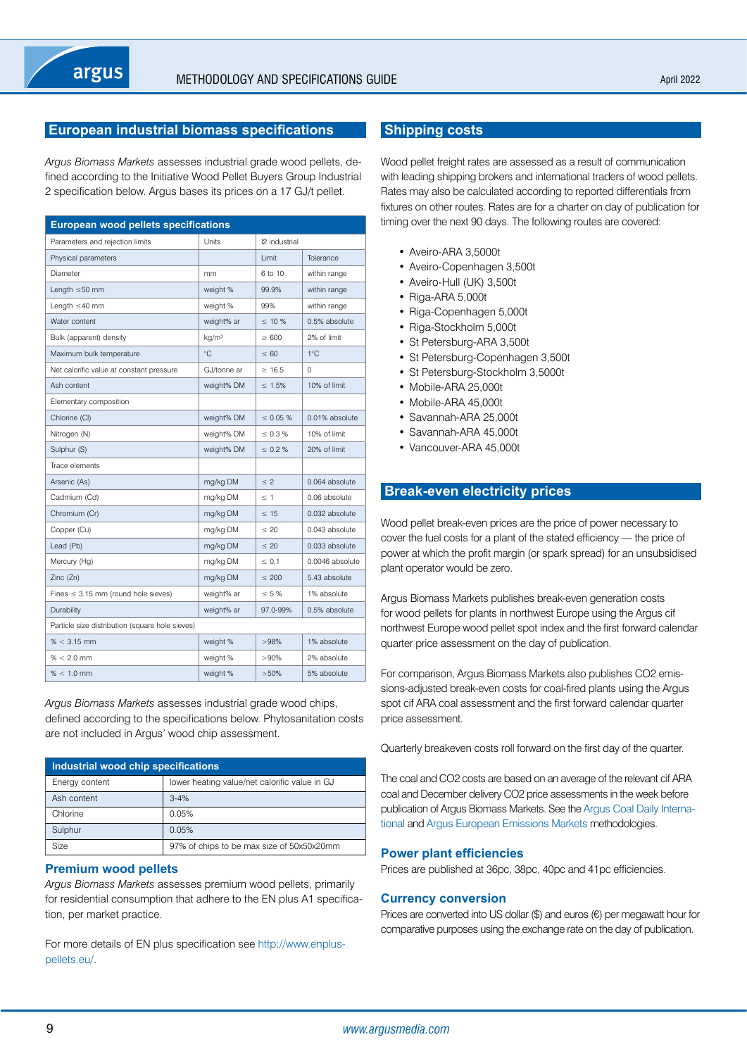## European industrial biomass specifications

*Argus Biomass Markets* assesses industrial grade wood pellets, defined according to the Initiative Wood Pellet Buyers Group Industrial 2 specification below. Argus bases its prices on a 17 GJ/t pellet.

| European wood pellets specifications | | | |
|---|---|---|---|
| Parameters and rejection limits | Units | I2 industrial | |
| Physical parameters | | Limit | Tolerance |
| Diameter | mm | 6 to 10 | within range |
| Length ≤50 mm | weight % | 99.9% | within range |
| Length ≤40 mm | weight % | 99% | within range |
| Water content | weight% ar | ≤ 10 % | 0.5% absolute |
| Bulk (apparent) density | kg/m³ | ≥ 600 | 2% of limit |
| Maximum bulk temperature | °C | ≤ 60 | 1°C |
| Net calorific value at constant pressure | GJ/tonne ar | ≥ 16.5 | 0 |
| Ash content | weight% DM | ≤ 1.5% | 10% of limit |
| Elementary composition | | | |
| Chlorine (Cl) | weight% DM | ≤ 0.05 % | 0.01% absolute |
| Nitrogen (N) | weight% DM | ≤ 0.3 % | 10% of limit |
| Sulphur (S) | weight% DM | ≤ 0.2 % | 20% of limit |
| Trace elements | | | |
| Arsenic (As) | mg/kg DM | ≤ 2 | 0.064 absolute |
| Cadmium (Cd) | mg/kg DM | ≤ 1 | 0.06 absolute |
| Chromium (Cr) | mg/kg DM | ≤ 15 | 0.032 absolute |
| Copper (Cu) | mg/kg DM | ≤ 20 | 0.043 absolute |
| Lead (Pb) | mg/kg DM | ≤ 20 | 0.033 absolute |
| Mercury (Hg) | mg/kg DM | ≤ 0,1 | 0.0046 absolute |
| Zinc (Zn) | mg/kg DM | ≤ 200 | 5.43 absolute |
| Fines ≤ 3.15 mm (round hole sieves) | weight% ar | ≤ 5 % | 1% absolute |
| Durability | weight% ar | 97.0-99% | 0.5% absolute |
| Particle size distribution (square hole sieves) | | | |
| % < 3.15 mm | weight % | >98% | 1% absolute |
| % < 2.0 mm | weight % | >90% | 2% absolute |
| % < 1.0 mm | weight % | >50% | 5% absolute |

*Argus Biomass Markets* assesses industrial grade wood chips, defined according to the specifications below. Phytosanitation costs are not included in Argus' wood chip assessment.

| Industrial wood chip specifications | |
|---|---|
| Energy content | lower heating value/net calorific value in GJ |
| Ash content | 3-4% |
| Chlorine | 0.05% |
| Sulphur | 0.05% |
| Size | 97% of chips to be max size of 50x50x20mm |

### Premium wood pellets

*Argus Biomass Markets* assesses premium wood pellets, primarily for residential consumption that adhere to the EN plus A1 specification, per market practice.

For more details of EN plus specification see http://www.enplus-pellets.eu/.

## Shipping costs

Wood pellet freight rates are assessed as a result of communication with leading shipping brokers and international traders of wood pellets. Rates may also be calculated according to reported differentials from fixtures on other routes. Rates are for a charter on day of publication for timing over the next 90 days. The following routes are covered:

- Aveiro-ARA 3,5000t
- Aveiro-Copenhagen 3,500t
- Aveiro-Hull (UK) 3,500t
- Riga-ARA 5,000t
- Riga-Copenhagen 5,000t
- Riga-Stockholm 5,000t
- St Petersburg-ARA 3,500t
- St Petersburg-Copenhagen 3,500t
- St Petersburg-Stockholm 3,5000t
- Mobile-ARA 25,000t
- Mobile-ARA 45,000t
- Savannah-ARA 25,000t
- Savannah-ARA 45,000t
- Vancouver-ARA 45,000t

## Break-even electricity prices

Wood pellet break-even prices are the price of power necessary to cover the fuel costs for a plant of the stated efficiency — the price of power at which the profit margin (or spark spread) for an unsubsidised plant operator would be zero.

Argus Biomass Markets publishes break-even generation costs for wood pellets for plants in northwest Europe using the Argus cif northwest Europe wood pellet spot index and the first forward calendar quarter price assessment on the day of publication.

For comparison, Argus Biomass Markets also publishes CO2 emissions-adjusted break-even costs for coal-fired plants using the Argus spot cif ARA coal assessment and the first forward calendar quarter price assessment.

Quarterly breakeven costs roll forward on the first day of the quarter.

The coal and CO2 costs are based on an average of the relevant cif ARA coal and December delivery CO2 price assessments in the week before publication of Argus Biomass Markets. See the Argus Coal Daily International and Argus European Emissions Markets methodologies.

### Power plant efficiencies

Prices are published at 36pc, 38pc, 40pc and 41pc efficiencies.

### Currency conversion

Prices are converted into US dollar ($) and euros (€) per megawatt hour for comparative purposes using the exchange rate on the day of publication.